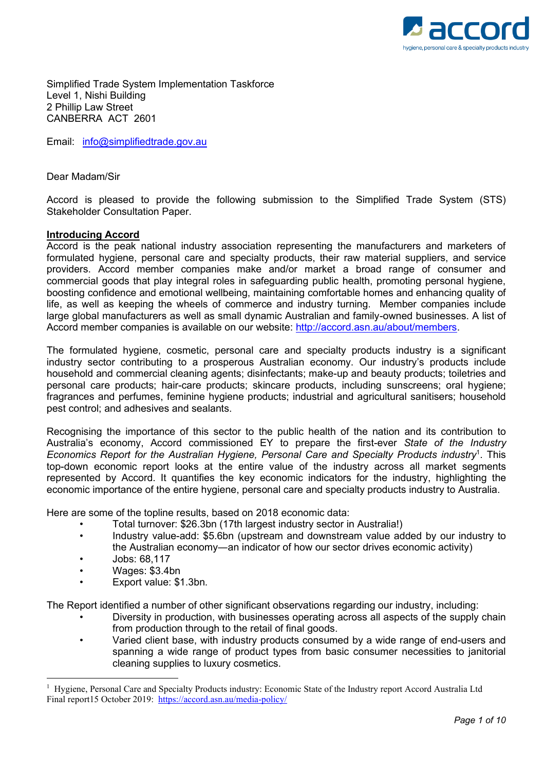Simplified Trade System Implementation Taskforce
Level 1, Nishi Building
2 Phillip Law Street
CANBERRA ACT 2601

Email: info@simplifiedtrade.gov.au

Dear Madam/Sir

Accord is pleased to provide the following submission to the Simplified Trade System (STS) Stakeholder Consultation Paper.

**Introducing Accord**

Accord is the peak national industry association representing the manufacturers and marketers of formulated hygiene, personal care and specialty products, their raw material suppliers, and service providers. Accord member companies make and/or market a broad range of consumer and commercial goods that play integral roles in safeguarding public health, promoting personal hygiene, boosting confidence and emotional wellbeing, maintaining comfortable homes and enhancing quality of life, as well as keeping the wheels of commerce and industry turning. Member companies include large global manufacturers as well as small dynamic Australian and family-owned businesses. A list of Accord member companies is available on our website: http://accord.asn.au/about/members.

The formulated hygiene, cosmetic, personal care and specialty products industry is a significant industry sector contributing to a prosperous Australian economy. Our industry's products include household and commercial cleaning agents; disinfectants; make-up and beauty products; toiletries and personal care products; hair-care products; skincare products, including sunscreens; oral hygiene; fragrances and perfumes, feminine hygiene products; industrial and agricultural sanitisers; household pest control; and adhesives and sealants.

Recognising the importance of this sector to the public health of the nation and its contribution to Australia's economy, Accord commissioned EY to prepare the first-ever *State of the Industry Economics Report for the Australian Hygiene, Personal Care and Specialty Products industry*[1]. This top-down economic report looks at the entire value of the industry across all market segments represented by Accord. It quantifies the key economic indicators for the industry, highlighting the economic importance of the entire hygiene, personal care and specialty products industry to Australia.

Here are some of the topline results, based on 2018 economic data:

- Total turnover: $26.3bn (17th largest industry sector in Australia!)
- Industry value-add: $5.6bn (upstream and downstream value added by our industry to the Australian economy—an indicator of how our sector drives economic activity)
- Jobs: 68,117
- Wages: $3.4bn
- Export value: $1.3bn.

The Report identified a number of other significant observations regarding our industry, including:

- Diversity in production, with businesses operating across all aspects of the supply chain from production through to the retail of final goods.
- Varied client base, with industry products consumed by a wide range of end-users and spanning a wide range of product types from basic consumer necessities to janitorial cleaning supplies to luxury cosmetics.

[1] Hygiene, Personal Care and Specialty Products industry: Economic State of the Industry report Accord Australia Ltd Final report15 October 2019: https://accord.asn.au/media-policy/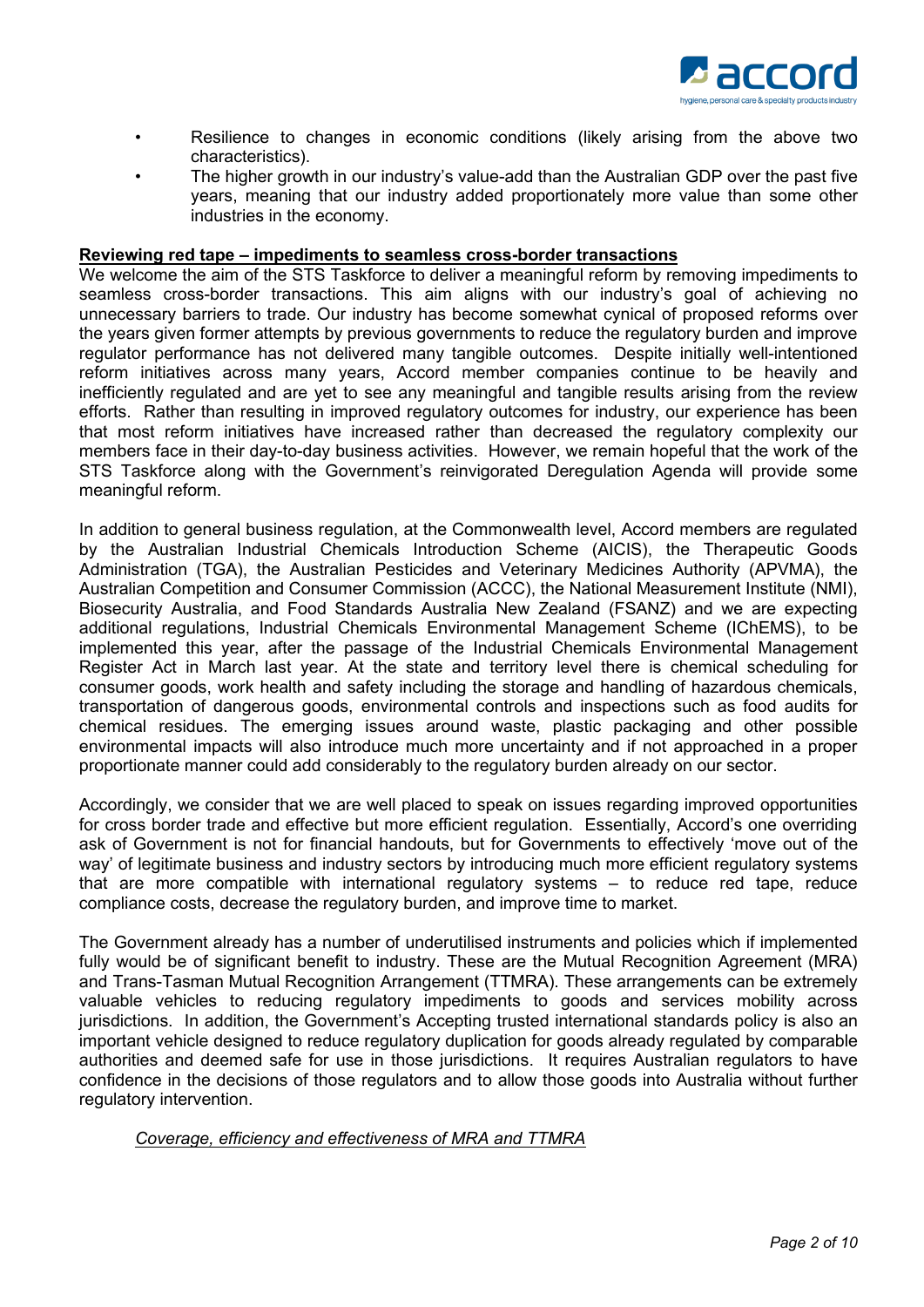- Resilience to changes in economic conditions (likely arising from the above two characteristics).
- The higher growth in our industry's value-add than the Australian GDP over the past five years, meaning that our industry added proportionately more value than some other industries in the economy.

**Reviewing red tape – impediments to seamless cross-border transactions**

We welcome the aim of the STS Taskforce to deliver a meaningful reform by removing impediments to seamless cross-border transactions. This aim aligns with our industry's goal of achieving no unnecessary barriers to trade. Our industry has become somewhat cynical of proposed reforms over the years given former attempts by previous governments to reduce the regulatory burden and improve regulator performance has not delivered many tangible outcomes. Despite initially well-intentioned reform initiatives across many years, Accord member companies continue to be heavily and inefficiently regulated and are yet to see any meaningful and tangible results arising from the review efforts. Rather than resulting in improved regulatory outcomes for industry, our experience has been that most reform initiatives have increased rather than decreased the regulatory complexity our members face in their day-to-day business activities. However, we remain hopeful that the work of the STS Taskforce along with the Government's reinvigorated Deregulation Agenda will provide some meaningful reform.

In addition to general business regulation, at the Commonwealth level, Accord members are regulated by the Australian Industrial Chemicals Introduction Scheme (AICIS), the Therapeutic Goods Administration (TGA), the Australian Pesticides and Veterinary Medicines Authority (APVMA), the Australian Competition and Consumer Commission (ACCC), the National Measurement Institute (NMI), Biosecurity Australia, and Food Standards Australia New Zealand (FSANZ) and we are expecting additional regulations, Industrial Chemicals Environmental Management Scheme (IChEMS), to be implemented this year, after the passage of the Industrial Chemicals Environmental Management Register Act in March last year. At the state and territory level there is chemical scheduling for consumer goods, work health and safety including the storage and handling of hazardous chemicals, transportation of dangerous goods, environmental controls and inspections such as food audits for chemical residues. The emerging issues around waste, plastic packaging and other possible environmental impacts will also introduce much more uncertainty and if not approached in a proper proportionate manner could add considerably to the regulatory burden already on our sector.

Accordingly, we consider that we are well placed to speak on issues regarding improved opportunities for cross border trade and effective but more efficient regulation. Essentially, Accord's one overriding ask of Government is not for financial handouts, but for Governments to effectively 'move out of the way' of legitimate business and industry sectors by introducing much more efficient regulatory systems that are more compatible with international regulatory systems – to reduce red tape, reduce compliance costs, decrease the regulatory burden, and improve time to market.

The Government already has a number of underutilised instruments and policies which if implemented fully would be of significant benefit to industry. These are the Mutual Recognition Agreement (MRA) and Trans-Tasman Mutual Recognition Arrangement (TTMRA). These arrangements can be extremely valuable vehicles to reducing regulatory impediments to goods and services mobility across jurisdictions. In addition, the Government's Accepting trusted international standards policy is also an important vehicle designed to reduce regulatory duplication for goods already regulated by comparable authorities and deemed safe for use in those jurisdictions. It requires Australian regulators to have confidence in the decisions of those regulators and to allow those goods into Australia without further regulatory intervention.

*Coverage, efficiency and effectiveness of MRA and TTMRA*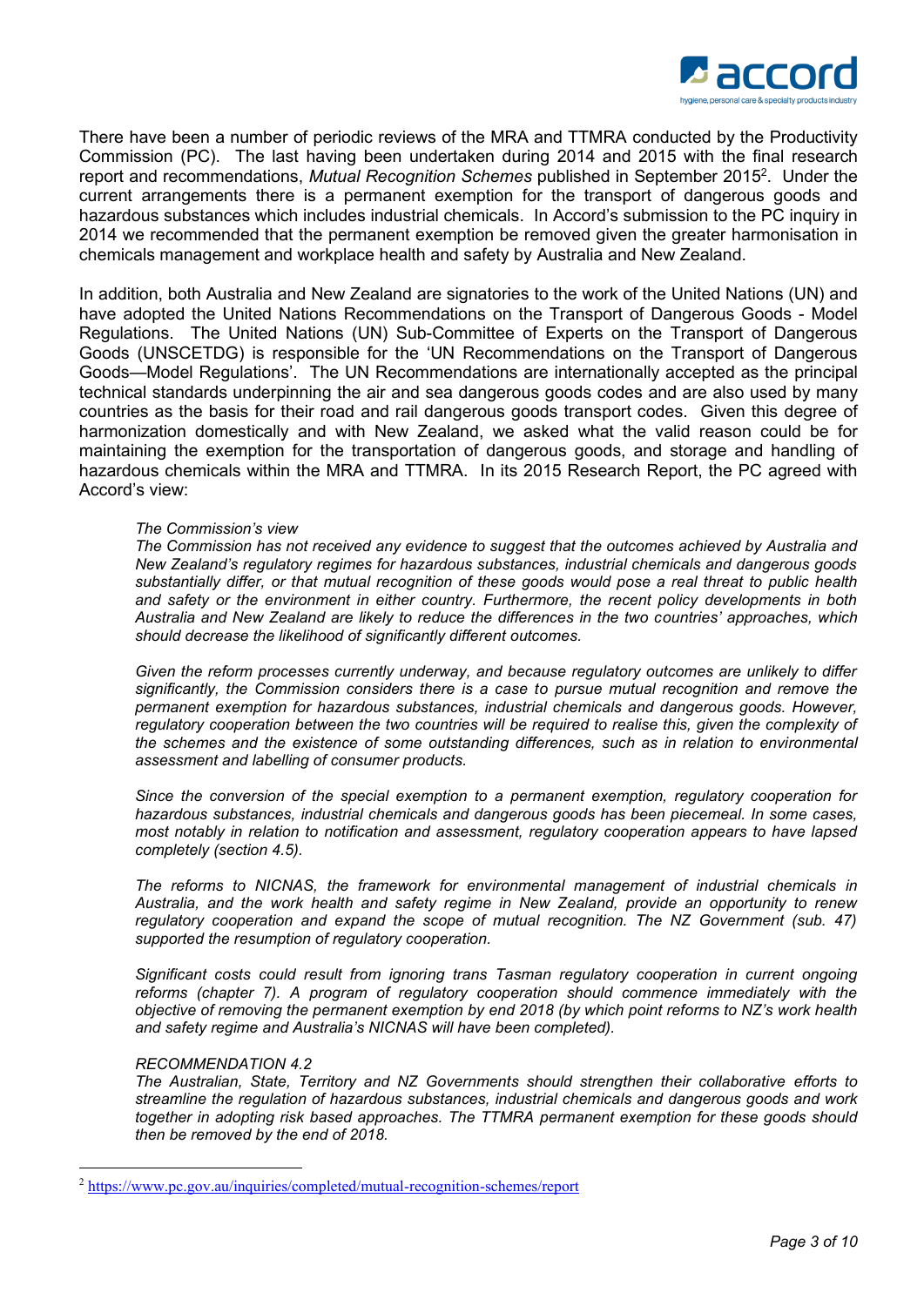There have been a number of periodic reviews of the MRA and TTMRA conducted by the Productivity Commission (PC). The last having been undertaken during 2014 and 2015 with the final research report and recommendations, *Mutual Recognition Schemes* published in September 2015[2]. Under the current arrangements there is a permanent exemption for the transport of dangerous goods and hazardous substances which includes industrial chemicals. In Accord's submission to the PC inquiry in 2014 we recommended that the permanent exemption be removed given the greater harmonisation in chemicals management and workplace health and safety by Australia and New Zealand.

In addition, both Australia and New Zealand are signatories to the work of the United Nations (UN) and have adopted the United Nations Recommendations on the Transport of Dangerous Goods - Model Regulations. The United Nations (UN) Sub-Committee of Experts on the Transport of Dangerous Goods (UNSCETDG) is responsible for the 'UN Recommendations on the Transport of Dangerous Goods—Model Regulations'. The UN Recommendations are internationally accepted as the principal technical standards underpinning the air and sea dangerous goods codes and are also used by many countries as the basis for their road and rail dangerous goods transport codes. Given this degree of harmonization domestically and with New Zealand, we asked what the valid reason could be for maintaining the exemption for the transportation of dangerous goods, and storage and handling of hazardous chemicals within the MRA and TTMRA. In its 2015 Research Report, the PC agreed with Accord's view:

> *The Commission's view*
> *The Commission has not received any evidence to suggest that the outcomes achieved by Australia and New Zealand's regulatory regimes for hazardous substances, industrial chemicals and dangerous goods substantially differ, or that mutual recognition of these goods would pose a real threat to public health and safety or the environment in either country. Furthermore, the recent policy developments in both Australia and New Zealand are likely to reduce the differences in the two countries' approaches, which should decrease the likelihood of significantly different outcomes.*
>
> *Given the reform processes currently underway, and because regulatory outcomes are unlikely to differ significantly, the Commission considers there is a case to pursue mutual recognition and remove the permanent exemption for hazardous substances, industrial chemicals and dangerous goods. However, regulatory cooperation between the two countries will be required to realise this, given the complexity of the schemes and the existence of some outstanding differences, such as in relation to environmental assessment and labelling of consumer products.*
>
> *Since the conversion of the special exemption to a permanent exemption, regulatory cooperation for hazardous substances, industrial chemicals and dangerous goods has been piecemeal. In some cases, most notably in relation to notification and assessment, regulatory cooperation appears to have lapsed completely (section 4.5).*
>
> *The reforms to NICNAS, the framework for environmental management of industrial chemicals in Australia, and the work health and safety regime in New Zealand, provide an opportunity to renew regulatory cooperation and expand the scope of mutual recognition. The NZ Government (sub. 47) supported the resumption of regulatory cooperation.*
>
> *Significant costs could result from ignoring trans Tasman regulatory cooperation in current ongoing reforms (chapter 7). A program of regulatory cooperation should commence immediately with the objective of removing the permanent exemption by end 2018 (by which point reforms to NZ's work health and safety regime and Australia's NICNAS will have been completed).*
>
> *RECOMMENDATION 4.2*
> *The Australian, State, Territory and NZ Governments should strengthen their collaborative efforts to streamline the regulation of hazardous substances, industrial chemicals and dangerous goods and work together in adopting risk based approaches. The TTMRA permanent exemption for these goods should then be removed by the end of 2018.*

---

[2] https://www.pc.gov.au/inquiries/completed/mutual-recognition-schemes/report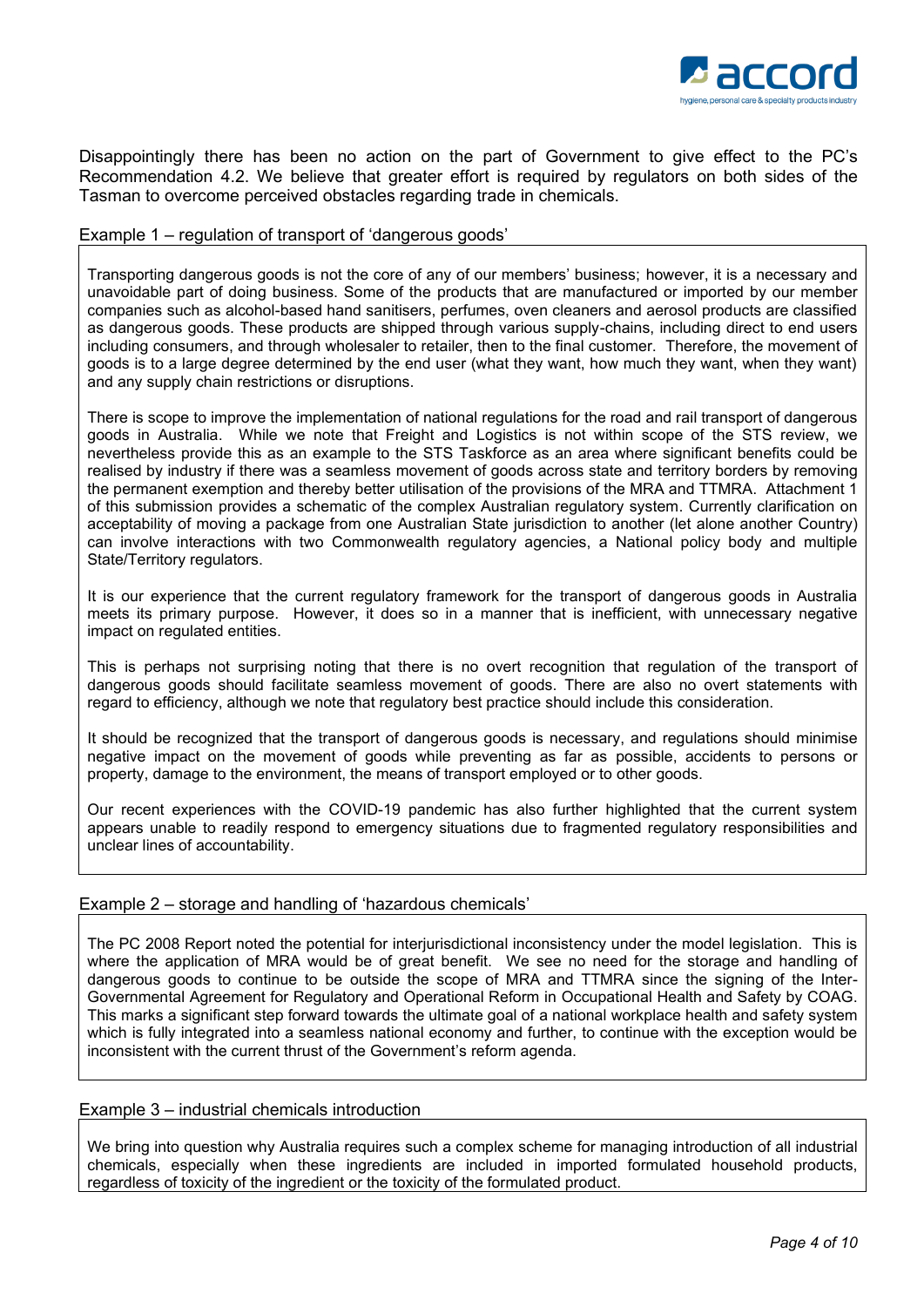Disappointingly there has been no action on the part of Government to give effect to the PC's Recommendation 4.2. We believe that greater effort is required by regulators on both sides of the Tasman to overcome perceived obstacles regarding trade in chemicals.

Example 1 – regulation of transport of 'dangerous goods'

Transporting dangerous goods is not the core of any of our members' business; however, it is a necessary and unavoidable part of doing business. Some of the products that are manufactured or imported by our member companies such as alcohol-based hand sanitisers, perfumes, oven cleaners and aerosol products are classified as dangerous goods. These products are shipped through various supply-chains, including direct to end users including consumers, and through wholesaler to retailer, then to the final customer. Therefore, the movement of goods is to a large degree determined by the end user (what they want, how much they want, when they want) and any supply chain restrictions or disruptions.

There is scope to improve the implementation of national regulations for the road and rail transport of dangerous goods in Australia. While we note that Freight and Logistics is not within scope of the STS review, we nevertheless provide this as an example to the STS Taskforce as an area where significant benefits could be realised by industry if there was a seamless movement of goods across state and territory borders by removing the permanent exemption and thereby better utilisation of the provisions of the MRA and TTMRA. Attachment 1 of this submission provides a schematic of the complex Australian regulatory system. Currently clarification on acceptability of moving a package from one Australian State jurisdiction to another (let alone another Country) can involve interactions with two Commonwealth regulatory agencies, a National policy body and multiple State/Territory regulators.

It is our experience that the current regulatory framework for the transport of dangerous goods in Australia meets its primary purpose. However, it does so in a manner that is inefficient, with unnecessary negative impact on regulated entities.

This is perhaps not surprising noting that there is no overt recognition that regulation of the transport of dangerous goods should facilitate seamless movement of goods. There are also no overt statements with regard to efficiency, although we note that regulatory best practice should include this consideration.

It should be recognized that the transport of dangerous goods is necessary, and regulations should minimise negative impact on the movement of goods while preventing as far as possible, accidents to persons or property, damage to the environment, the means of transport employed or to other goods.

Our recent experiences with the COVID-19 pandemic has also further highlighted that the current system appears unable to readily respond to emergency situations due to fragmented regulatory responsibilities and unclear lines of accountability.

Example 2 – storage and handling of 'hazardous chemicals'

The PC 2008 Report noted the potential for interjurisdictional inconsistency under the model legislation. This is where the application of MRA would be of great benefit. We see no need for the storage and handling of dangerous goods to continue to be outside the scope of MRA and TTMRA since the signing of the Inter-Governmental Agreement for Regulatory and Operational Reform in Occupational Health and Safety by COAG. This marks a significant step forward towards the ultimate goal of a national workplace health and safety system which is fully integrated into a seamless national economy and further, to continue with the exception would be inconsistent with the current thrust of the Government's reform agenda.

Example 3 – industrial chemicals introduction

We bring into question why Australia requires such a complex scheme for managing introduction of all industrial chemicals, especially when these ingredients are included in imported formulated household products, regardless of toxicity of the ingredient or the toxicity of the formulated product.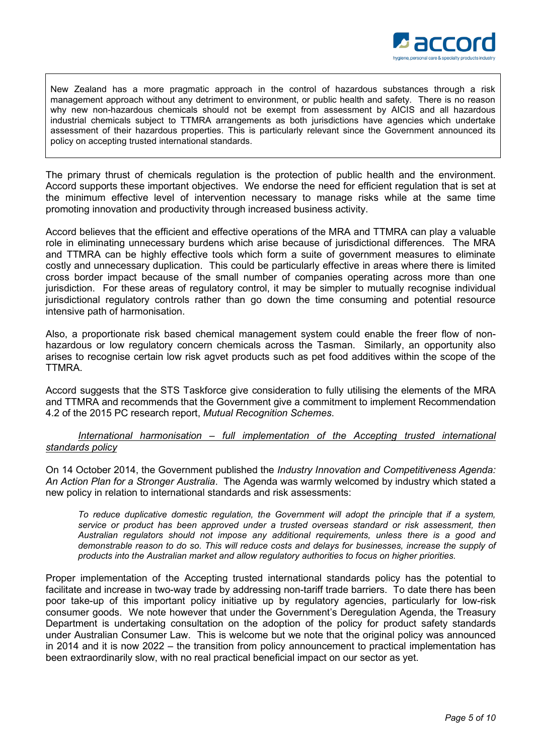New Zealand has a more pragmatic approach in the control of hazardous substances through a risk management approach without any detriment to environment, or public health and safety. There is no reason why new non-hazardous chemicals should not be exempt from assessment by AICIS and all hazardous industrial chemicals subject to TTMRA arrangements as both jurisdictions have agencies which undertake assessment of their hazardous properties. This is particularly relevant since the Government announced its policy on accepting trusted international standards.

The primary thrust of chemicals regulation is the protection of public health and the environment. Accord supports these important objectives. We endorse the need for efficient regulation that is set at the minimum effective level of intervention necessary to manage risks while at the same time promoting innovation and productivity through increased business activity.

Accord believes that the efficient and effective operations of the MRA and TTMRA can play a valuable role in eliminating unnecessary burdens which arise because of jurisdictional differences. The MRA and TTMRA can be highly effective tools which form a suite of government measures to eliminate costly and unnecessary duplication. This could be particularly effective in areas where there is limited cross border impact because of the small number of companies operating across more than one jurisdiction. For these areas of regulatory control, it may be simpler to mutually recognise individual jurisdictional regulatory controls rather than go down the time consuming and potential resource intensive path of harmonisation.

Also, a proportionate risk based chemical management system could enable the freer flow of non-hazardous or low regulatory concern chemicals across the Tasman. Similarly, an opportunity also arises to recognise certain low risk agvet products such as pet food additives within the scope of the TTMRA.

Accord suggests that the STS Taskforce give consideration to fully utilising the elements of the MRA and TTMRA and recommends that the Government give a commitment to implement Recommendation 4.2 of the 2015 PC research report, *Mutual Recognition Schemes*.

*<u>International harmonisation – full implementation of the Accepting trusted international standards policy</u>*

On 14 October 2014, the Government published the *Industry Innovation and Competitiveness Agenda: An Action Plan for a Stronger Australia*. The Agenda was warmly welcomed by industry which stated a new policy in relation to international standards and risk assessments:

> *To reduce duplicative domestic regulation, the Government will adopt the principle that if a system, service or product has been approved under a trusted overseas standard or risk assessment, then Australian regulators should not impose any additional requirements, unless there is a good and demonstrable reason to do so. This will reduce costs and delays for businesses, increase the supply of products into the Australian market and allow regulatory authorities to focus on higher priorities.*

Proper implementation of the Accepting trusted international standards policy has the potential to facilitate and increase in two-way trade by addressing non-tariff trade barriers. To date there has been poor take-up of this important policy initiative up by regulatory agencies, particularly for low-risk consumer goods. We note however that under the Government's Deregulation Agenda, the Treasury Department is undertaking consultation on the adoption of the policy for product safety standards under Australian Consumer Law. This is welcome but we note that the original policy was announced in 2014 and it is now 2022 – the transition from policy announcement to practical implementation has been extraordinarily slow, with no real practical beneficial impact on our sector as yet.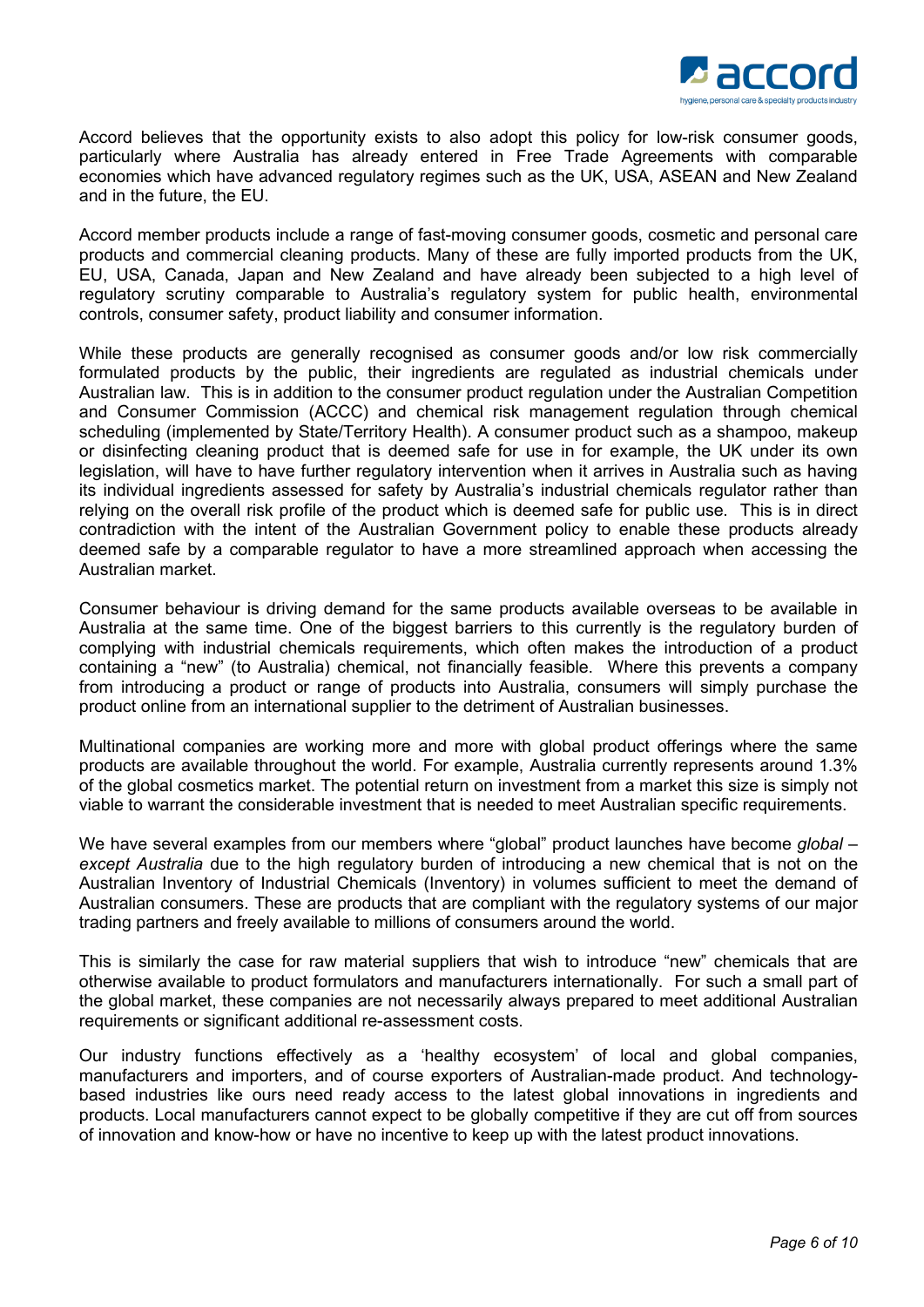Accord believes that the opportunity exists to also adopt this policy for low-risk consumer goods, particularly where Australia has already entered in Free Trade Agreements with comparable economies which have advanced regulatory regimes such as the UK, USA, ASEAN and New Zealand and in the future, the EU.

Accord member products include a range of fast-moving consumer goods, cosmetic and personal care products and commercial cleaning products. Many of these are fully imported products from the UK, EU, USA, Canada, Japan and New Zealand and have already been subjected to a high level of regulatory scrutiny comparable to Australia's regulatory system for public health, environmental controls, consumer safety, product liability and consumer information.

While these products are generally recognised as consumer goods and/or low risk commercially formulated products by the public, their ingredients are regulated as industrial chemicals under Australian law. This is in addition to the consumer product regulation under the Australian Competition and Consumer Commission (ACCC) and chemical risk management regulation through chemical scheduling (implemented by State/Territory Health). A consumer product such as a shampoo, makeup or disinfecting cleaning product that is deemed safe for use in for example, the UK under its own legislation, will have to have further regulatory intervention when it arrives in Australia such as having its individual ingredients assessed for safety by Australia's industrial chemicals regulator rather than relying on the overall risk profile of the product which is deemed safe for public use. This is in direct contradiction with the intent of the Australian Government policy to enable these products already deemed safe by a comparable regulator to have a more streamlined approach when accessing the Australian market.

Consumer behaviour is driving demand for the same products available overseas to be available in Australia at the same time. One of the biggest barriers to this currently is the regulatory burden of complying with industrial chemicals requirements, which often makes the introduction of a product containing a "new" (to Australia) chemical, not financially feasible. Where this prevents a company from introducing a product or range of products into Australia, consumers will simply purchase the product online from an international supplier to the detriment of Australian businesses.

Multinational companies are working more and more with global product offerings where the same products are available throughout the world. For example, Australia currently represents around 1.3% of the global cosmetics market. The potential return on investment from a market this size is simply not viable to warrant the considerable investment that is needed to meet Australian specific requirements.

We have several examples from our members where "global" product launches have become *global – except Australia* due to the high regulatory burden of introducing a new chemical that is not on the Australian Inventory of Industrial Chemicals (Inventory) in volumes sufficient to meet the demand of Australian consumers. These are products that are compliant with the regulatory systems of our major trading partners and freely available to millions of consumers around the world.

This is similarly the case for raw material suppliers that wish to introduce "new" chemicals that are otherwise available to product formulators and manufacturers internationally. For such a small part of the global market, these companies are not necessarily always prepared to meet additional Australian requirements or significant additional re-assessment costs.

Our industry functions effectively as a 'healthy ecosystem' of local and global companies, manufacturers and importers, and of course exporters of Australian-made product. And technology-based industries like ours need ready access to the latest global innovations in ingredients and products. Local manufacturers cannot expect to be globally competitive if they are cut off from sources of innovation and know-how or have no incentive to keep up with the latest product innovations.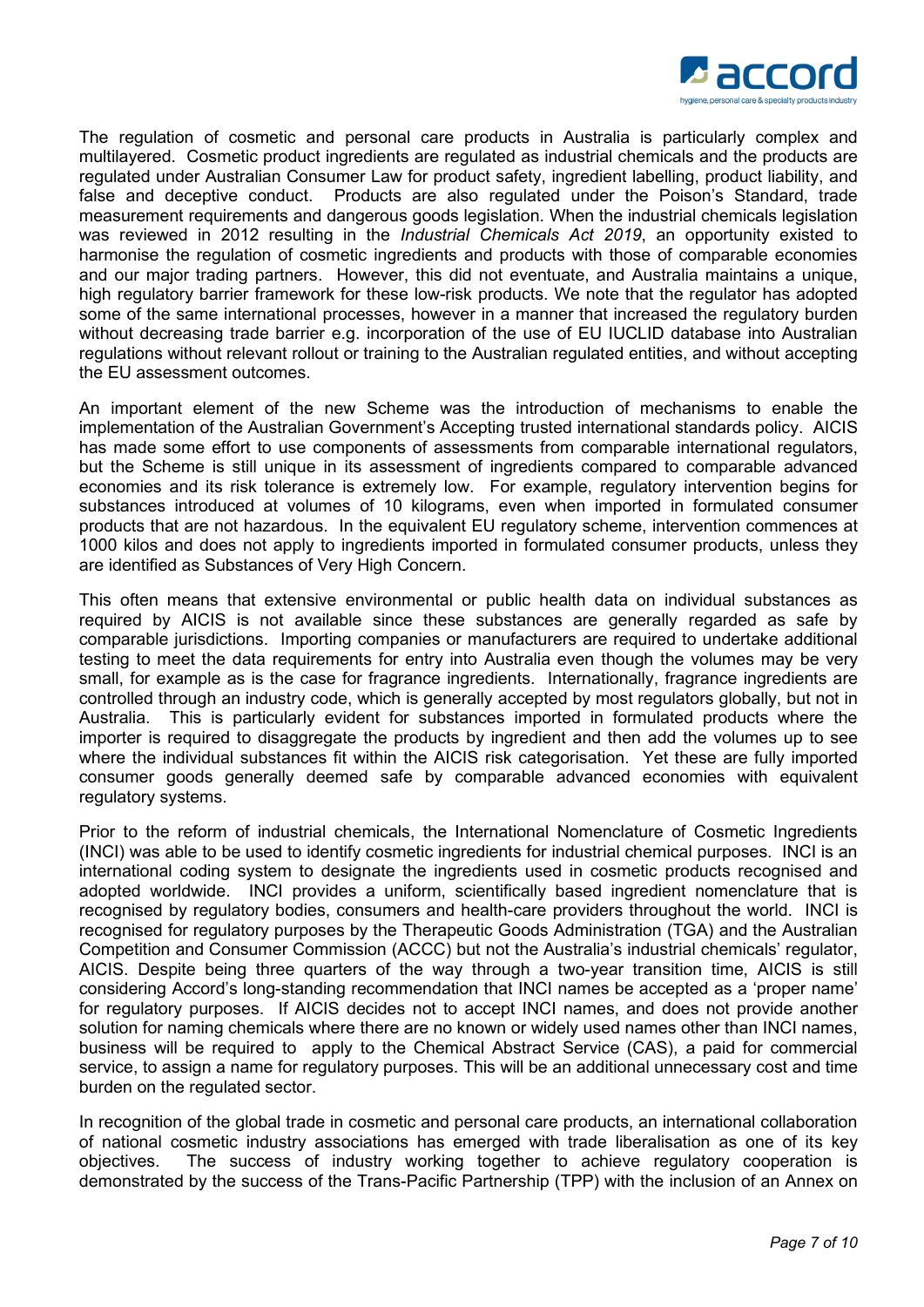The regulation of cosmetic and personal care products in Australia is particularly complex and multilayered. Cosmetic product ingredients are regulated as industrial chemicals and the products are regulated under Australian Consumer Law for product safety, ingredient labelling, product liability, and false and deceptive conduct. Products are also regulated under the Poison's Standard, trade measurement requirements and dangerous goods legislation. When the industrial chemicals legislation was reviewed in 2012 resulting in the *Industrial Chemicals Act 2019*, an opportunity existed to harmonise the regulation of cosmetic ingredients and products with those of comparable economies and our major trading partners. However, this did not eventuate, and Australia maintains a unique, high regulatory barrier framework for these low-risk products. We note that the regulator has adopted some of the same international processes, however in a manner that increased the regulatory burden without decreasing trade barrier e.g. incorporation of the use of EU IUCLID database into Australian regulations without relevant rollout or training to the Australian regulated entities, and without accepting the EU assessment outcomes.

An important element of the new Scheme was the introduction of mechanisms to enable the implementation of the Australian Government's Accepting trusted international standards policy. AICIS has made some effort to use components of assessments from comparable international regulators, but the Scheme is still unique in its assessment of ingredients compared to comparable advanced economies and its risk tolerance is extremely low. For example, regulatory intervention begins for substances introduced at volumes of 10 kilograms, even when imported in formulated consumer products that are not hazardous. In the equivalent EU regulatory scheme, intervention commences at 1000 kilos and does not apply to ingredients imported in formulated consumer products, unless they are identified as Substances of Very High Concern.

This often means that extensive environmental or public health data on individual substances as required by AICIS is not available since these substances are generally regarded as safe by comparable jurisdictions. Importing companies or manufacturers are required to undertake additional testing to meet the data requirements for entry into Australia even though the volumes may be very small, for example as is the case for fragrance ingredients. Internationally, fragrance ingredients are controlled through an industry code, which is generally accepted by most regulators globally, but not in Australia. This is particularly evident for substances imported in formulated products where the importer is required to disaggregate the products by ingredient and then add the volumes up to see where the individual substances fit within the AICIS risk categorisation. Yet these are fully imported consumer goods generally deemed safe by comparable advanced economies with equivalent regulatory systems.

Prior to the reform of industrial chemicals, the International Nomenclature of Cosmetic Ingredients (INCI) was able to be used to identify cosmetic ingredients for industrial chemical purposes. INCI is an international coding system to designate the ingredients used in cosmetic products recognised and adopted worldwide. INCI provides a uniform, scientifically based ingredient nomenclature that is recognised by regulatory bodies, consumers and health-care providers throughout the world. INCI is recognised for regulatory purposes by the Therapeutic Goods Administration (TGA) and the Australian Competition and Consumer Commission (ACCC) but not the Australia's industrial chemicals' regulator, AICIS. Despite being three quarters of the way through a two-year transition time, AICIS is still considering Accord's long-standing recommendation that INCI names be accepted as a 'proper name' for regulatory purposes. If AICIS decides not to accept INCI names, and does not provide another solution for naming chemicals where there are no known or widely used names other than INCI names, business will be required to apply to the Chemical Abstract Service (CAS), a paid for commercial service, to assign a name for regulatory purposes. This will be an additional unnecessary cost and time burden on the regulated sector.

In recognition of the global trade in cosmetic and personal care products, an international collaboration of national cosmetic industry associations has emerged with trade liberalisation as one of its key objectives. The success of industry working together to achieve regulatory cooperation is demonstrated by the success of the Trans-Pacific Partnership (TPP) with the inclusion of an Annex on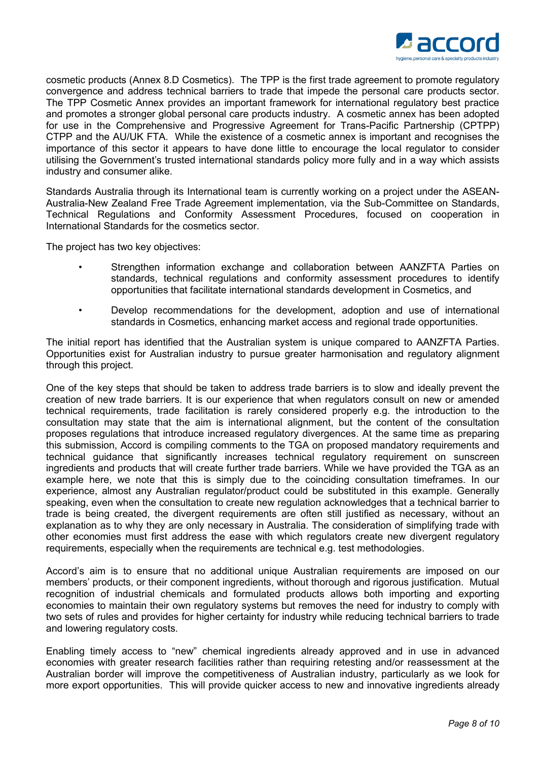cosmetic products (Annex 8.D Cosmetics). The TPP is the first trade agreement to promote regulatory convergence and address technical barriers to trade that impede the personal care products sector. The TPP Cosmetic Annex provides an important framework for international regulatory best practice and promotes a stronger global personal care products industry. A cosmetic annex has been adopted for use in the Comprehensive and Progressive Agreement for Trans-Pacific Partnership (CPTPP) CTPP and the AU/UK FTA. While the existence of a cosmetic annex is important and recognises the importance of this sector it appears to have done little to encourage the local regulator to consider utilising the Government's trusted international standards policy more fully and in a way which assists industry and consumer alike.

Standards Australia through its International team is currently working on a project under the ASEAN-Australia-New Zealand Free Trade Agreement implementation, via the Sub-Committee on Standards, Technical Regulations and Conformity Assessment Procedures, focused on cooperation in International Standards for the cosmetics sector.

The project has two key objectives:

- Strengthen information exchange and collaboration between AANZFTA Parties on standards, technical regulations and conformity assessment procedures to identify opportunities that facilitate international standards development in Cosmetics, and
- Develop recommendations for the development, adoption and use of international standards in Cosmetics, enhancing market access and regional trade opportunities.

The initial report has identified that the Australian system is unique compared to AANZFTA Parties. Opportunities exist for Australian industry to pursue greater harmonisation and regulatory alignment through this project.

One of the key steps that should be taken to address trade barriers is to slow and ideally prevent the creation of new trade barriers. It is our experience that when regulators consult on new or amended technical requirements, trade facilitation is rarely considered properly e.g. the introduction to the consultation may state that the aim is international alignment, but the content of the consultation proposes regulations that introduce increased regulatory divergences. At the same time as preparing this submission, Accord is compiling comments to the TGA on proposed mandatory requirements and technical guidance that significantly increases technical regulatory requirement on sunscreen ingredients and products that will create further trade barriers. While we have provided the TGA as an example here, we note that this is simply due to the coinciding consultation timeframes. In our experience, almost any Australian regulator/product could be substituted in this example. Generally speaking, even when the consultation to create new regulation acknowledges that a technical barrier to trade is being created, the divergent requirements are often still justified as necessary, without an explanation as to why they are only necessary in Australia. The consideration of simplifying trade with other economies must first address the ease with which regulators create new divergent regulatory requirements, especially when the requirements are technical e.g. test methodologies.

Accord's aim is to ensure that no additional unique Australian requirements are imposed on our members' products, or their component ingredients, without thorough and rigorous justification. Mutual recognition of industrial chemicals and formulated products allows both importing and exporting economies to maintain their own regulatory systems but removes the need for industry to comply with two sets of rules and provides for higher certainty for industry while reducing technical barriers to trade and lowering regulatory costs.

Enabling timely access to "new" chemical ingredients already approved and in use in advanced economies with greater research facilities rather than requiring retesting and/or reassessment at the Australian border will improve the competitiveness of Australian industry, particularly as we look for more export opportunities. This will provide quicker access to new and innovative ingredients already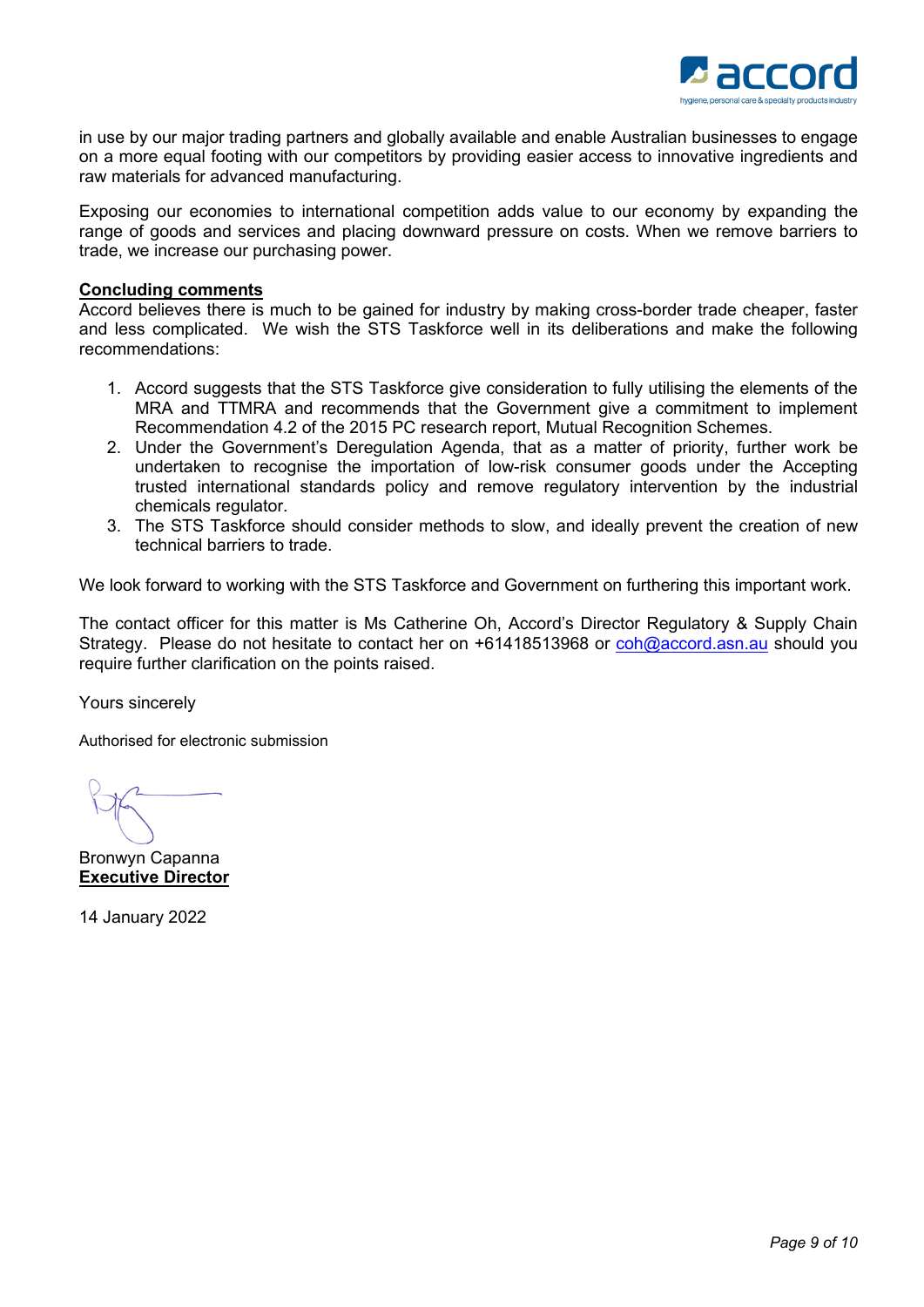in use by our major trading partners and globally available and enable Australian businesses to engage on a more equal footing with our competitors by providing easier access to innovative ingredients and raw materials for advanced manufacturing.

Exposing our economies to international competition adds value to our economy by expanding the range of goods and services and placing downward pressure on costs. When we remove barriers to trade, we increase our purchasing power.

## **Concluding comments**

Accord believes there is much to be gained for industry by making cross-border trade cheaper, faster and less complicated. We wish the STS Taskforce well in its deliberations and make the following recommendations:

1. Accord suggests that the STS Taskforce give consideration to fully utilising the elements of the MRA and TTMRA and recommends that the Government give a commitment to implement Recommendation 4.2 of the 2015 PC research report, Mutual Recognition Schemes.
2. Under the Government's Deregulation Agenda, that as a matter of priority, further work be undertaken to recognise the importation of low-risk consumer goods under the Accepting trusted international standards policy and remove regulatory intervention by the industrial chemicals regulator.
3. The STS Taskforce should consider methods to slow, and ideally prevent the creation of new technical barriers to trade.

We look forward to working with the STS Taskforce and Government on furthering this important work.

The contact officer for this matter is Ms Catherine Oh, Accord's Director Regulatory & Supply Chain Strategy. Please do not hesitate to contact her on +61418513968 or coh@accord.asn.au should you require further clarification on the points raised.

Yours sincerely

Authorised for electronic submission

Bronwyn Capanna
**Executive Director**

14 January 2022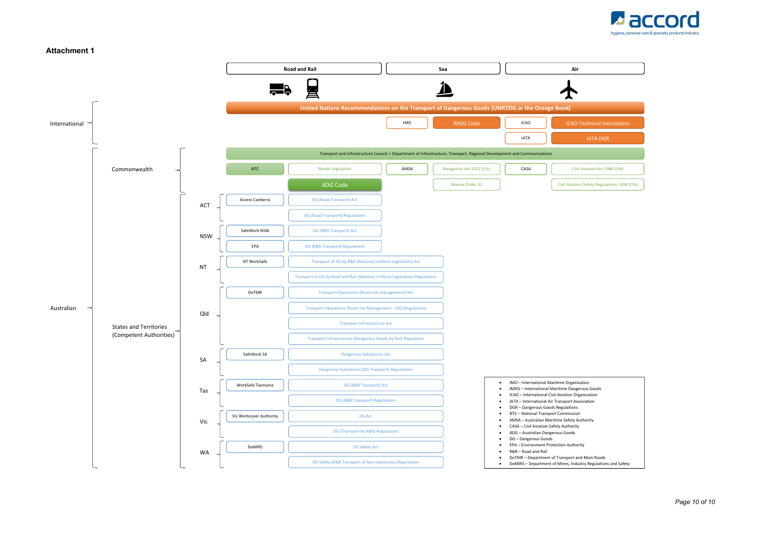**Attachment 1**

Road and Rail

Sea

Air

United Nations Recommendations on the Transport of Dangerous Goods (UNRTDG or the Orange Book)

International

IMO

IMDG Code

ICAO

ICAO Technical Instructions

IATA

IATA DGR

Commonwealth

Transport and Infrastructure Council + Department of Infrastructure, Transport, Regional Development and Communications

NTC

Model Legislation

AMSA

Navigation Act 2012 (Cth)

CASA

Civil Aviation Act 1988 (Cth)

ADG Code

Marine Order 41

Civil Aviation Safety Regulations 1998 (Cth)

Australian

States and Territories (Competent Authorities)

ACT

Access Canberra

DG (Road Transport) Act

DG (Road Transport) Regulations

NSW

SafeWork NSW

DG (R&R Transport) Act

EPA

DG (R&R Transport) Regulations

NT

NT WorkSafe

Transport of DG by R&R (National Uniform Legislation) Act

Transport of DG by Road and Rail (National Uniform Legislation) Regulations

Qld

DoTMR

Transport Operations (Road Use management) Act

Transport Operations (Road Use Management – DG) Regulations

Transport Infrastructure Act

Transport Infrastructure (Dangerous Goods by Rail) Regulation

SA

SafeWork SA

Dangerous Substances Act

Dangerous Substances (DG Transport) Regulations

Tas

WorkSafe Tasmania

DG (R&R Transport) Act

DG (R&R Transport) Regulations

Vic

Vic Workcover Authority

DG Act

DG (Transport by R&R) Regulations

WA

DoMIRS

DG Safety Act

DG Safety (R&R Transport of Non-explosives) Regulations

- IMO – International Maritime Organization
- IMDG – International Maritime Dangerous Goods
- ICAO – International Civil Aviation Organization
- IATA – International Air Transport Association
- DGR – Dangerous Goods Regulations
- NTC – National Transport Commission
- AMSA – Australian Maritime Safety Authority
- CASA – Civil Aviation Safety Authority
- ADG – Australian Dangerous Goods
- DG – Dangerous Goods
- EPA – Environment Protection Authority
- R&R – Road and Rail
- DoTMR – Department of Transport and Main Roads
- DoMIRS – Department of Mines, Industry Regulations and Safety